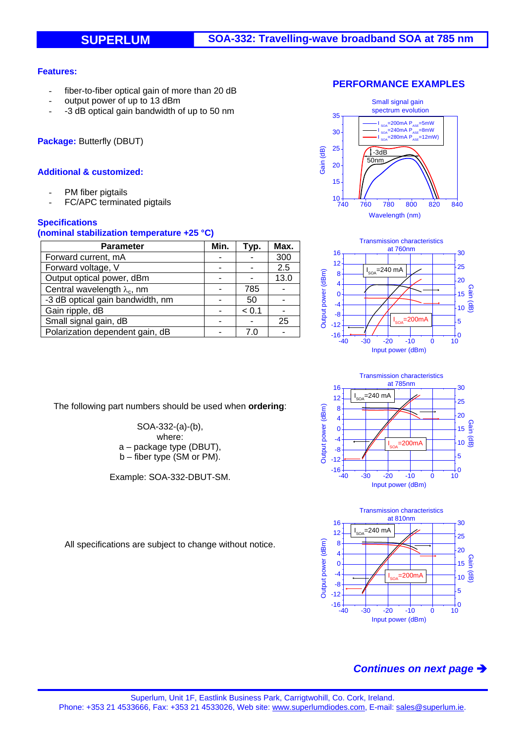# SUPERLUM — SOA-332: Travelling-wave broadband SOA at 785 nm

### Features:

- fiber-to-fiber optical gain of more than 20 dB
- output power of up to 13 dBm
- -3 dB optical gain bandwidth of up to 50 nm

**Package:** Butterfly (DBUT)

### Additional & customized:

- PM fiber pigtails
- FC/APC terminated pigtails

### Specifications
### (nominal stabilization temperature +25 °C)

| Parameter | Min. | Typ. | Max. |
|---|---|---|---|
| Forward current, mA | - | - | 300 |
| Forward voltage, V | - | - | 2.5 |
| Output optical power, dBm | - | - | 13.0 |
| Central wavelength $\lambda_c$, nm | - | 785 | - |
| -3 dB optical gain bandwidth, nm | - | 50 | - |
| Gain ripple, dB | - | < 0.1 | - |
| Small signal gain, dB | - | - | 25 |
| Polarization dependent gain, dB | - | 7.0 | - |

The following part numbers should be used when **ordering**:

SOA-332-(a)-(b),
where:
a – package type (DBUT),
b – fiber type (SM or PM).

Example: SOA-332-DBUT-SM.

All specifications are subject to change without notice.

## PERFORMANCE EXAMPLES

Small signal gain spectrum evolution

Transmission characteristics at 760nm

Transmission characteristics at 785nm

Transmission characteristics at 810nm

***Continues on next page ➔***

Superlum, Unit 1F, Eastlink Business Park, Carrigtwohill, Co. Cork, Ireland.
Phone: +353 21 4533666, Fax: +353 21 4533026, Web site: www.superlumdiodes.com, E-mail: sales@superlum.ie.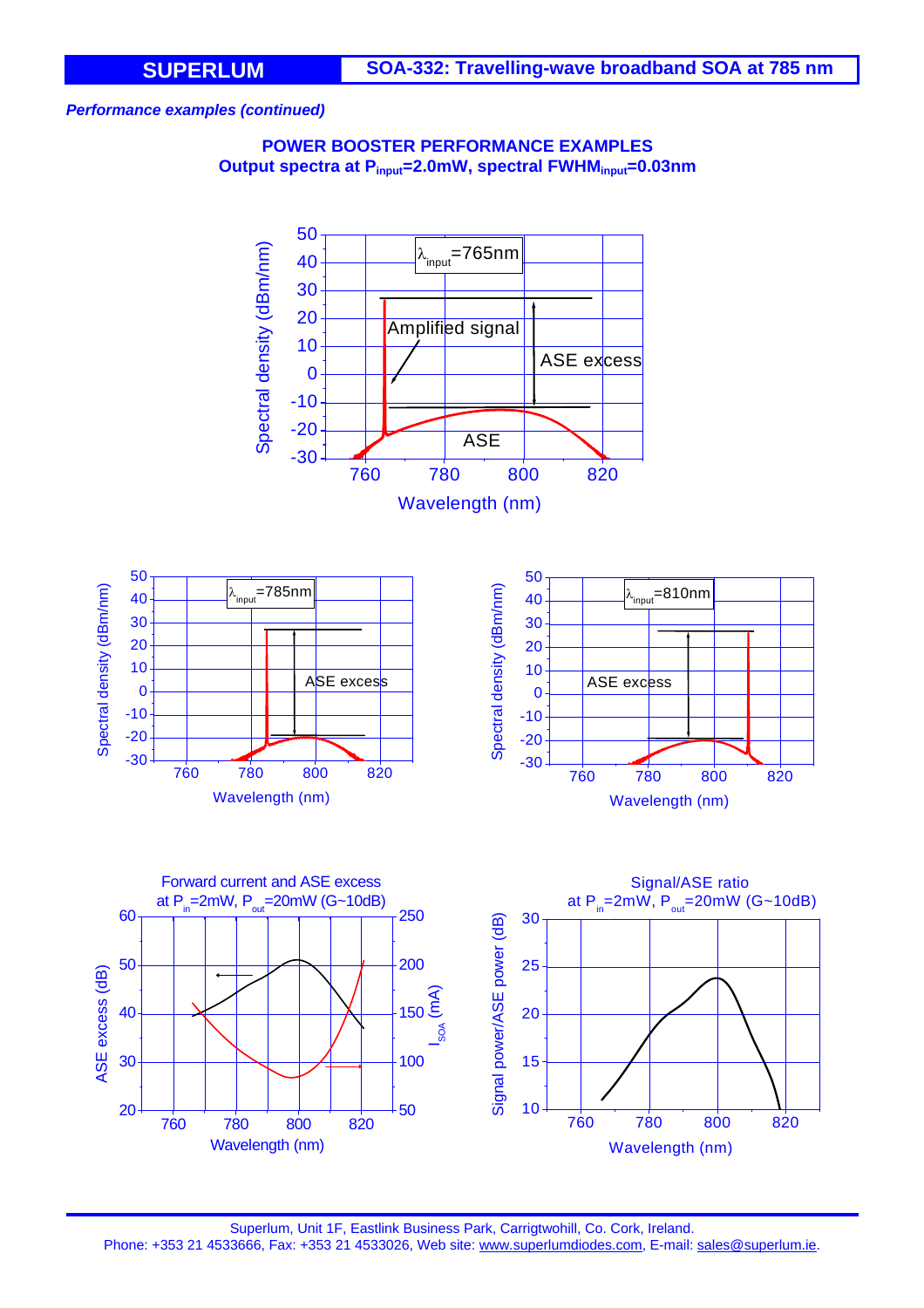*Performance examples (continued)*

## POWER BOOSTER PERFORMANCE EXAMPLES

**Output spectra at $P_{input}$=2.0mW, spectral $FWHM_{input}$=0.03nm**

$\lambda_{input}$=765nm

Amplified signal

ASE excess

ASE

Spectral density (dBm/nm)

50
40
30
20
10
0
-10
-20
-30

760
780
800
820

Wavelength (nm)

$\lambda_{input}$=785nm

ASE excess

Spectral density (dBm/nm)

50
40
30
20
10
0
-10
-20
-30

760
780
800
820

Wavelength (nm)

$\lambda_{input}$=810nm

ASE excess

Spectral density (dBm/nm)

50
40
30
20
10
0
-10
-20
-30

760
780
800
820

Wavelength (nm)

Forward current and ASE excess
at $P_{in}$=2mW, $P_{out}$=20mW (G~10dB)

ASE excess (dB)

60
50
40
30
20

$I_{SOA}$ (mA)

250
200
150
100
50

760
780
800
820

Wavelength (nm)

Signal/ASE ratio
at $P_{in}$=2mW, $P_{out}$=20mW (G~10dB)

Signal power/ASE power (dB)

30
25
20
15
10

760
780
800
820

Wavelength (nm)

Superlum, Unit 1F, Eastlink Business Park, Carrigtwohill, Co. Cork, Ireland.
Phone: +353 21 4533666, Fax: +353 21 4533026, Web site: www.superlumdiodes.com, E-mail: sales@superlum.ie.